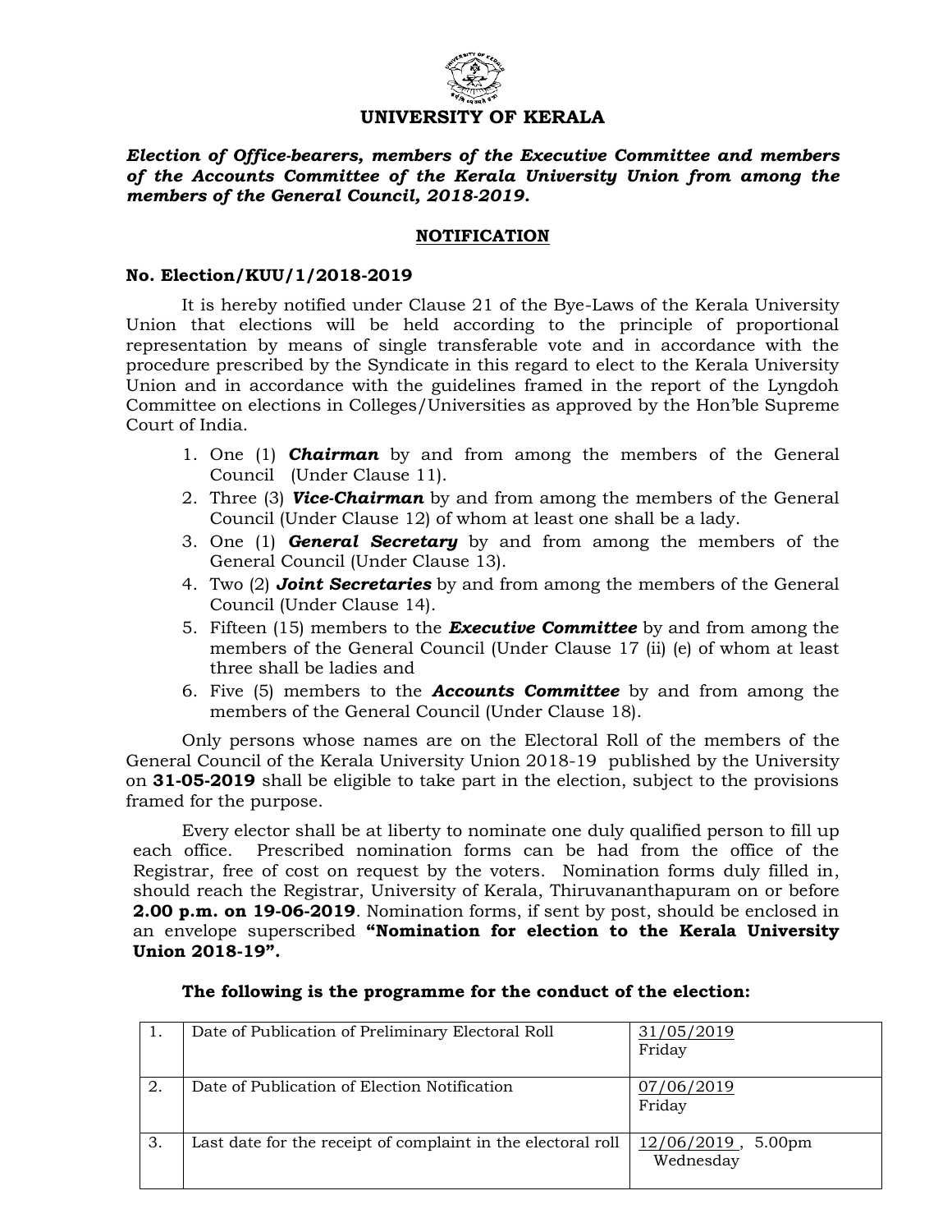# UNIVERSITY OF KERALA

***Election of Office-bearers, members of the Executive Committee and members of the Accounts Committee of the Kerala University Union from among the members of the General Council, 2018-2019.***

## NOTIFICATION

**No. Election/KUU/1/2018-2019**

It is hereby notified under Clause 21 of the Bye-Laws of the Kerala University Union that elections will be held according to the principle of proportional representation by means of single transferable vote and in accordance with the procedure prescribed by the Syndicate in this regard to elect to the Kerala University Union and in accordance with the guidelines framed in the report of the Lyngdoh Committee on elections in Colleges/Universities as approved by the Hon'ble Supreme Court of India.

1. One (1) ***Chairman*** by and from among the members of the General Council (Under Clause 11).
2. Three (3) ***Vice-Chairman*** by and from among the members of the General Council (Under Clause 12) of whom at least one shall be a lady.
3. One (1) ***General Secretary*** by and from among the members of the General Council (Under Clause 13).
4. Two (2) ***Joint Secretaries*** by and from among the members of the General Council (Under Clause 14).
5. Fifteen (15) members to the ***Executive Committee*** by and from among the members of the General Council (Under Clause 17 (ii) (e) of whom at least three shall be ladies and
6. Five (5) members to the ***Accounts Committee*** by and from among the members of the General Council (Under Clause 18).

Only persons whose names are on the Electoral Roll of the members of the General Council of the Kerala University Union 2018-19 published by the University on **31-05-2019** shall be eligible to take part in the election, subject to the provisions framed for the purpose.

Every elector shall be at liberty to nominate one duly qualified person to fill up each office. Prescribed nomination forms can be had from the office of the Registrar, free of cost on request by the voters. Nomination forms duly filled in, should reach the Registrar, University of Kerala, Thiruvananthapuram on or before **2.00 p.m. on 19-06-2019**. Nomination forms, if sent by post, should be enclosed in an envelope superscribed **"Nomination for election to the Kerala University Union 2018-19".**

**The following is the programme for the conduct of the election:**

| | | |
|---|---|---|
| 1. | Date of Publication of Preliminary Electoral Roll | 31/05/2019 Friday |
| 2. | Date of Publication of Election Notification | 07/06/2019 Friday |
| 3. | Last date for the receipt of complaint in the electoral roll | 12/06/2019 , 5.00pm Wednesday |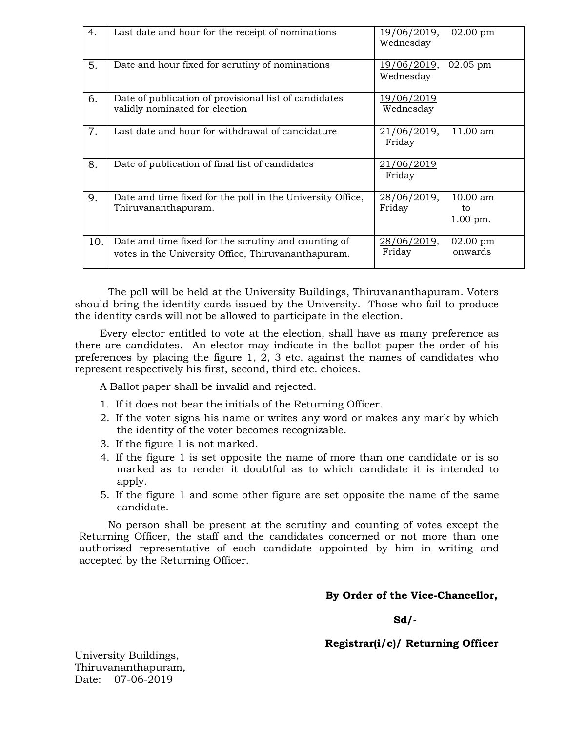| | | |
|---|---|---|
| 4. | Last date and hour for the receipt of nominations | 19/06/2019, 02.00 pm Wednesday |
| 5. | Date and hour fixed for scrutiny of nominations | 19/06/2019, 02.05 pm Wednesday |
| 6. | Date of publication of provisional list of candidates validly nominated for election | 19/06/2019 Wednesday |
| 7. | Last date and hour for withdrawal of candidature | 21/06/2019, 11.00 am Friday |
| 8. | Date of publication of final list of candidates | 21/06/2019 Friday |
| 9. | Date and time fixed for the poll in the University Office, Thiruvananthapuram. | 28/06/2019, 10.00 am Friday to 1.00 pm. |
| 10. | Date and time fixed for the scrutiny and counting of votes in the University Office, Thiruvananthapuram. | 28/06/2019, 02.00 pm Friday onwards |

The poll will be held at the University Buildings, Thiruvananthapuram. Voters should bring the identity cards issued by the University. Those who fail to produce the identity cards will not be allowed to participate in the election.

Every elector entitled to vote at the election, shall have as many preference as there are candidates. An elector may indicate in the ballot paper the order of his preferences by placing the figure 1, 2, 3 etc. against the names of candidates who represent respectively his first, second, third etc. choices.

A Ballot paper shall be invalid and rejected.

1. If it does not bear the initials of the Returning Officer.
2. If the voter signs his name or writes any word or makes any mark by which the identity of the voter becomes recognizable.
3. If the figure 1 is not marked.
4. If the figure 1 is set opposite the name of more than one candidate or is so marked as to render it doubtful as to which candidate it is intended to apply.
5. If the figure 1 and some other figure are set opposite the name of the same candidate.

No person shall be present at the scrutiny and counting of votes except the Returning Officer, the staff and the candidates concerned or not more than one authorized representative of each candidate appointed by him in writing and accepted by the Returning Officer.

**By Order of the Vice-Chancellor,**

**Sd/-**

**Registrar(i/c)/ Returning Officer**

University Buildings,
Thiruvananthapuram,
Date: 07-06-2019